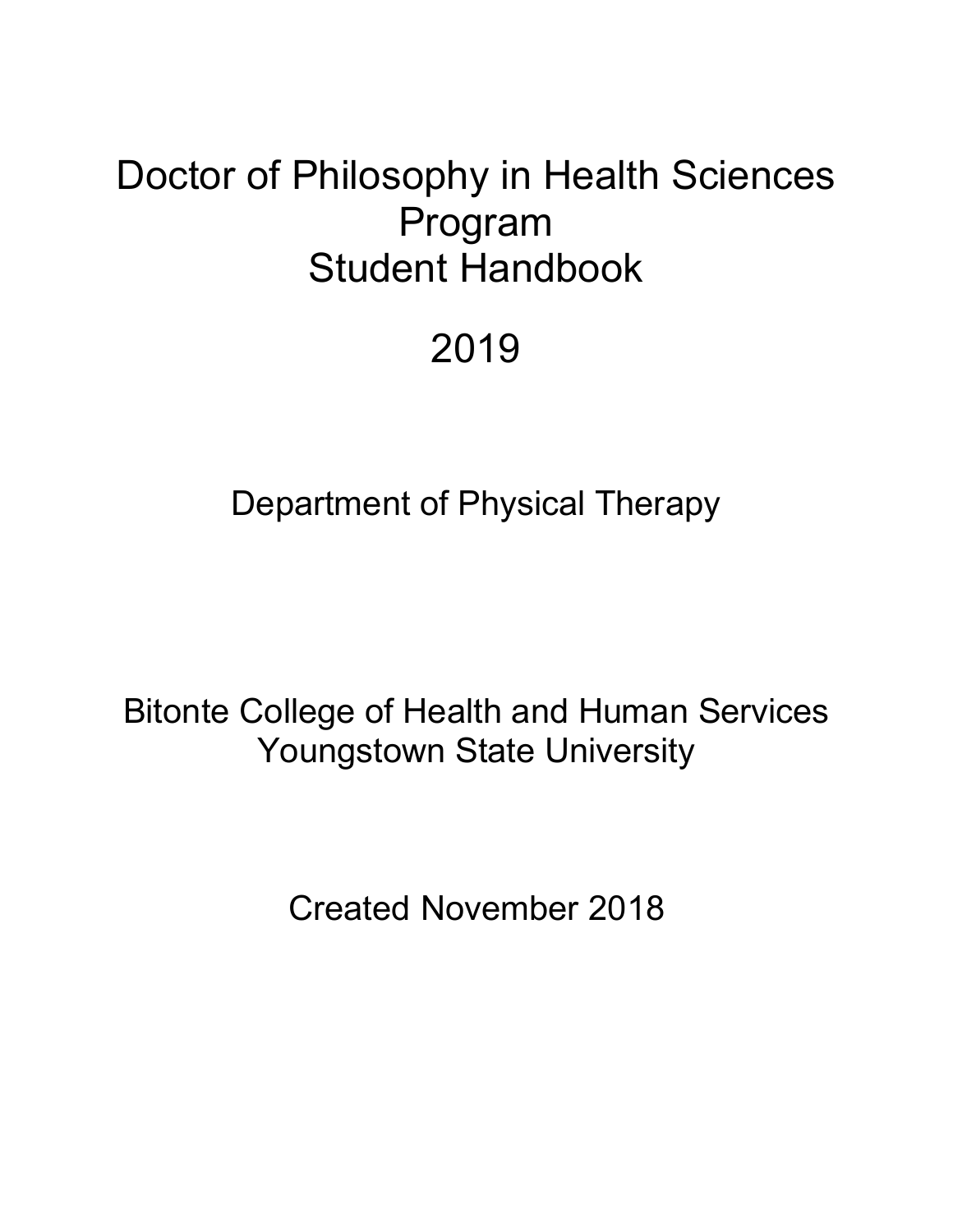# Doctor of Philosophy in Health Sciences Program Student Handbook

# 2019

Department of Physical Therapy

Bitonte College of Health and Human Services
Youngstown State University

Created November 2018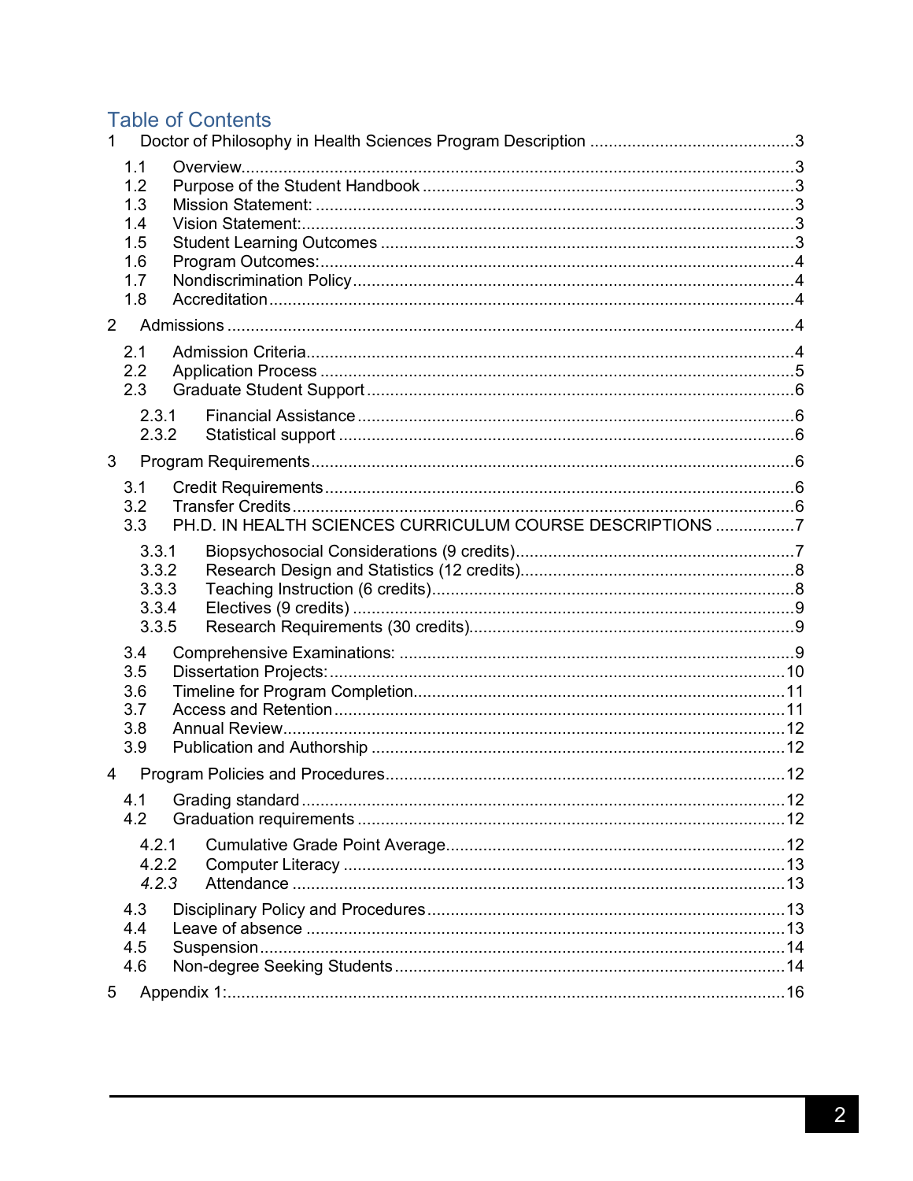# Table of Contents

1 Doctor of Philosophy in Health Sciences Program Description ........................................ 3

- 1.1 Overview ........................................ 3
- 1.2 Purpose of the Student Handbook ........................................ 3
- 1.3 Mission Statement: ........................................ 3
- 1.4 Vision Statement: ........................................ 3
- 1.5 Student Learning Outcomes ........................................ 3
- 1.6 Program Outcomes: ........................................ 4
- 1.7 Nondiscrimination Policy ........................................ 4
- 1.8 Accreditation ........................................ 4

2 Admissions ........................................ 4

- 2.1 Admission Criteria ........................................ 4
- 2.2 Application Process ........................................ 5
- 2.3 Graduate Student Support ........................................ 6
  - 2.3.1 Financial Assistance ........................................ 6
  - 2.3.2 Statistical support ........................................ 6

3 Program Requirements ........................................ 6

- 3.1 Credit Requirements ........................................ 6
- 3.2 Transfer Credits ........................................ 6
- 3.3 PH.D. IN HEALTH SCIENCES CURRICULUM COURSE DESCRIPTIONS ........................................ 7
  - 3.3.1 Biopsychosocial Considerations (9 credits) ........................................ 7
  - 3.3.2 Research Design and Statistics (12 credits) ........................................ 8
  - 3.3.3 Teaching Instruction (6 credits) ........................................ 8
  - 3.3.4 Electives (9 credits) ........................................ 9
  - 3.3.5 Research Requirements (30 credits) ........................................ 9
- 3.4 Comprehensive Examinations: ........................................ 9
- 3.5 Dissertation Projects: ........................................ 10
- 3.6 Timeline for Program Completion ........................................ 11
- 3.7 Access and Retention ........................................ 11
- 3.8 Annual Review ........................................ 12
- 3.9 Publication and Authorship ........................................ 12

4 Program Policies and Procedures ........................................ 12

- 4.1 Grading standard ........................................ 12
- 4.2 Graduation requirements ........................................ 12
  - 4.2.1 Cumulative Grade Point Average ........................................ 12
  - 4.2.2 Computer Literacy ........................................ 13
  - *4.2.3* Attendance ........................................ 13
- 4.3 Disciplinary Policy and Procedures ........................................ 13
- 4.4 Leave of absence ........................................ 13
- 4.5 Suspension ........................................ 14
- 4.6 Non-degree Seeking Students ........................................ 14

5 Appendix 1: ........................................ 16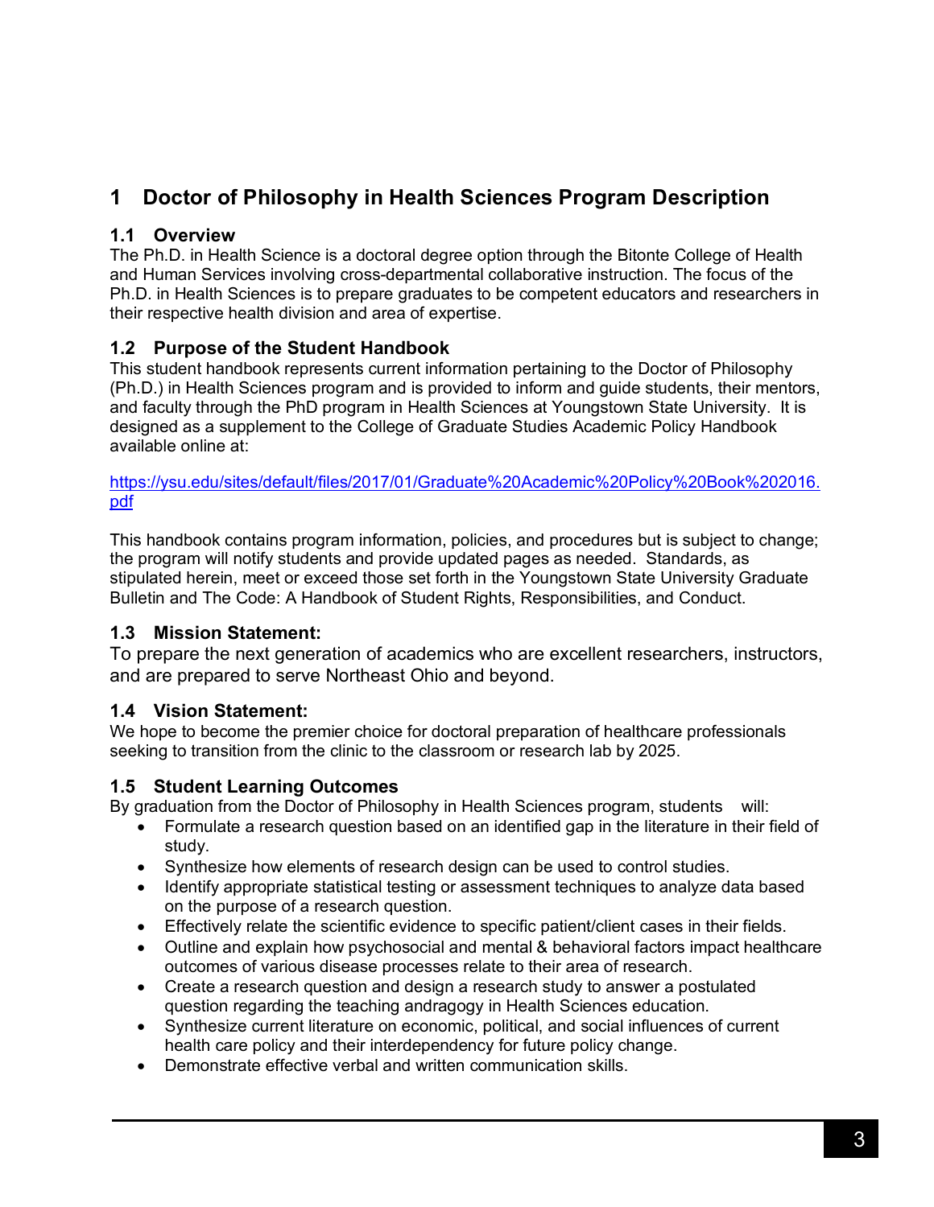# 1 Doctor of Philosophy in Health Sciences Program Description

## 1.1 Overview

The Ph.D. in Health Science is a doctoral degree option through the Bitonte College of Health and Human Services involving cross-departmental collaborative instruction. The focus of the Ph.D. in Health Sciences is to prepare graduates to be competent educators and researchers in their respective health division and area of expertise.

## 1.2 Purpose of the Student Handbook

This student handbook represents current information pertaining to the Doctor of Philosophy (Ph.D.) in Health Sciences program and is provided to inform and guide students, their mentors, and faculty through the PhD program in Health Sciences at Youngstown State University. It is designed as a supplement to the College of Graduate Studies Academic Policy Handbook available online at:

https://ysu.edu/sites/default/files/2017/01/Graduate%20Academic%20Policy%20Book%202016.pdf

This handbook contains program information, policies, and procedures but is subject to change; the program will notify students and provide updated pages as needed. Standards, as stipulated herein, meet or exceed those set forth in the Youngstown State University Graduate Bulletin and The Code: A Handbook of Student Rights, Responsibilities, and Conduct.

## 1.3 Mission Statement:

To prepare the next generation of academics who are excellent researchers, instructors, and are prepared to serve Northeast Ohio and beyond.

## 1.4 Vision Statement:

We hope to become the premier choice for doctoral preparation of healthcare professionals seeking to transition from the clinic to the classroom or research lab by 2025.

## 1.5 Student Learning Outcomes

By graduation from the Doctor of Philosophy in Health Sciences program, students will:

- Formulate a research question based on an identified gap in the literature in their field of study.
- Synthesize how elements of research design can be used to control studies.
- Identify appropriate statistical testing or assessment techniques to analyze data based on the purpose of a research question.
- Effectively relate the scientific evidence to specific patient/client cases in their fields.
- Outline and explain how psychosocial and mental & behavioral factors impact healthcare outcomes of various disease processes relate to their area of research.
- Create a research question and design a research study to answer a postulated question regarding the teaching andragogy in Health Sciences education.
- Synthesize current literature on economic, political, and social influences of current health care policy and their interdependency for future policy change.
- Demonstrate effective verbal and written communication skills.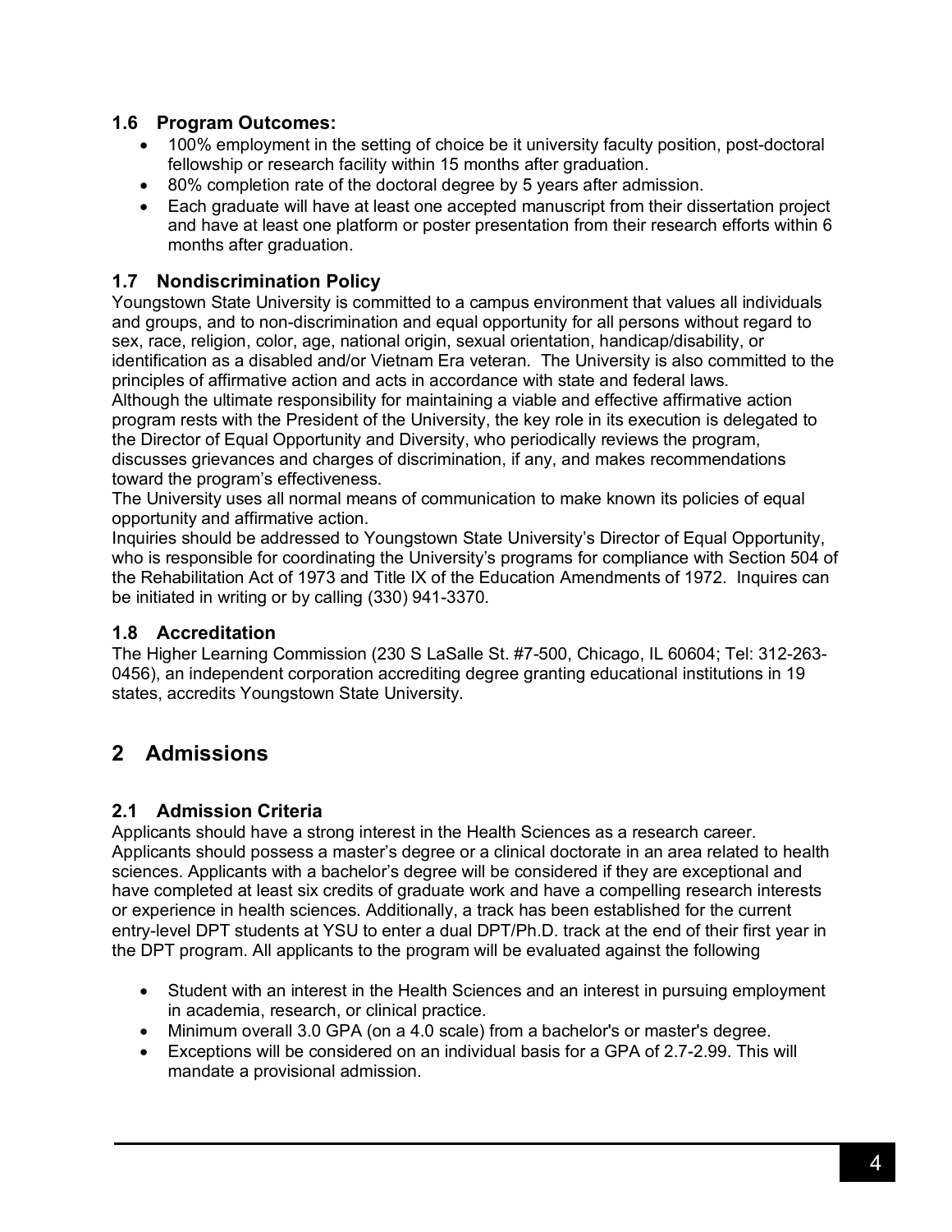### 1.6 Program Outcomes:

- 100% employment in the setting of choice be it university faculty position, post-doctoral fellowship or research facility within 15 months after graduation.
- 80% completion rate of the doctoral degree by 5 years after admission.
- Each graduate will have at least one accepted manuscript from their dissertation project and have at least one platform or poster presentation from their research efforts within 6 months after graduation.

### 1.7 Nondiscrimination Policy

Youngstown State University is committed to a campus environment that values all individuals and groups, and to non-discrimination and equal opportunity for all persons without regard to sex, race, religion, color, age, national origin, sexual orientation, handicap/disability, or identification as a disabled and/or Vietnam Era veteran. The University is also committed to the principles of affirmative action and acts in accordance with state and federal laws.
Although the ultimate responsibility for maintaining a viable and effective affirmative action program rests with the President of the University, the key role in its execution is delegated to the Director of Equal Opportunity and Diversity, who periodically reviews the program, discusses grievances and charges of discrimination, if any, and makes recommendations toward the program's effectiveness.
The University uses all normal means of communication to make known its policies of equal opportunity and affirmative action.
Inquiries should be addressed to Youngstown State University's Director of Equal Opportunity, who is responsible for coordinating the University's programs for compliance with Section 504 of the Rehabilitation Act of 1973 and Title IX of the Education Amendments of 1972. Inquires can be initiated in writing or by calling (330) 941-3370.

### 1.8 Accreditation

The Higher Learning Commission (230 S LaSalle St. #7-500, Chicago, IL 60604; Tel: 312-263-0456), an independent corporation accrediting degree granting educational institutions in 19 states, accredits Youngstown State University.

## 2 Admissions

### 2.1 Admission Criteria

Applicants should have a strong interest in the Health Sciences as a research career. Applicants should possess a master's degree or a clinical doctorate in an area related to health sciences. Applicants with a bachelor's degree will be considered if they are exceptional and have completed at least six credits of graduate work and have a compelling research interests or experience in health sciences. Additionally, a track has been established for the current entry-level DPT students at YSU to enter a dual DPT/Ph.D. track at the end of their first year in the DPT program. All applicants to the program will be evaluated against the following

- Student with an interest in the Health Sciences and an interest in pursuing employment in academia, research, or clinical practice.
- Minimum overall 3.0 GPA (on a 4.0 scale) from a bachelor's or master's degree.
- Exceptions will be considered on an individual basis for a GPA of 2.7-2.99. This will mandate a provisional admission.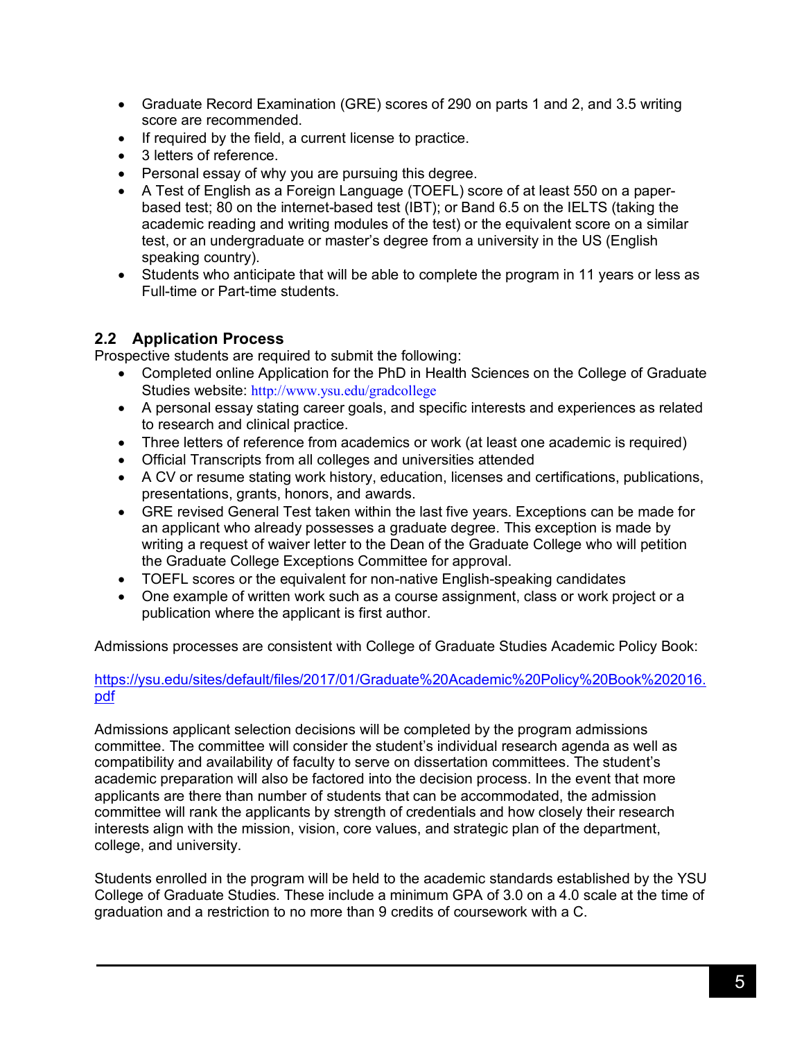- Graduate Record Examination (GRE) scores of 290 on parts 1 and 2, and 3.5 writing score are recommended.
- If required by the field, a current license to practice.
- 3 letters of reference.
- Personal essay of why you are pursuing this degree.
- A Test of English as a Foreign Language (TOEFL) score of at least 550 on a paper-based test; 80 on the internet-based test (IBT); or Band 6.5 on the IELTS (taking the academic reading and writing modules of the test) or the equivalent score on a similar test, or an undergraduate or master's degree from a university in the US (English speaking country).
- Students who anticipate that will be able to complete the program in 11 years or less as Full-time or Part-time students.

## 2.2 Application Process

Prospective students are required to submit the following:

- Completed online Application for the PhD in Health Sciences on the College of Graduate Studies website: http://www.ysu.edu/gradcollege
- A personal essay stating career goals, and specific interests and experiences as related to research and clinical practice.
- Three letters of reference from academics or work (at least one academic is required)
- Official Transcripts from all colleges and universities attended
- A CV or resume stating work history, education, licenses and certifications, publications, presentations, grants, honors, and awards.
- GRE revised General Test taken within the last five years. Exceptions can be made for an applicant who already possesses a graduate degree. This exception is made by writing a request of waiver letter to the Dean of the Graduate College who will petition the Graduate College Exceptions Committee for approval.
- TOEFL scores or the equivalent for non-native English-speaking candidates
- One example of written work such as a course assignment, class or work project or a publication where the applicant is first author.

Admissions processes are consistent with College of Graduate Studies Academic Policy Book:

https://ysu.edu/sites/default/files/2017/01/Graduate%20Academic%20Policy%20Book%202016.pdf

Admissions applicant selection decisions will be completed by the program admissions committee. The committee will consider the student's individual research agenda as well as compatibility and availability of faculty to serve on dissertation committees. The student's academic preparation will also be factored into the decision process. In the event that more applicants are there than number of students that can be accommodated, the admission committee will rank the applicants by strength of credentials and how closely their research interests align with the mission, vision, core values, and strategic plan of the department, college, and university.

Students enrolled in the program will be held to the academic standards established by the YSU College of Graduate Studies. These include a minimum GPA of 3.0 on a 4.0 scale at the time of graduation and a restriction to no more than 9 credits of coursework with a C.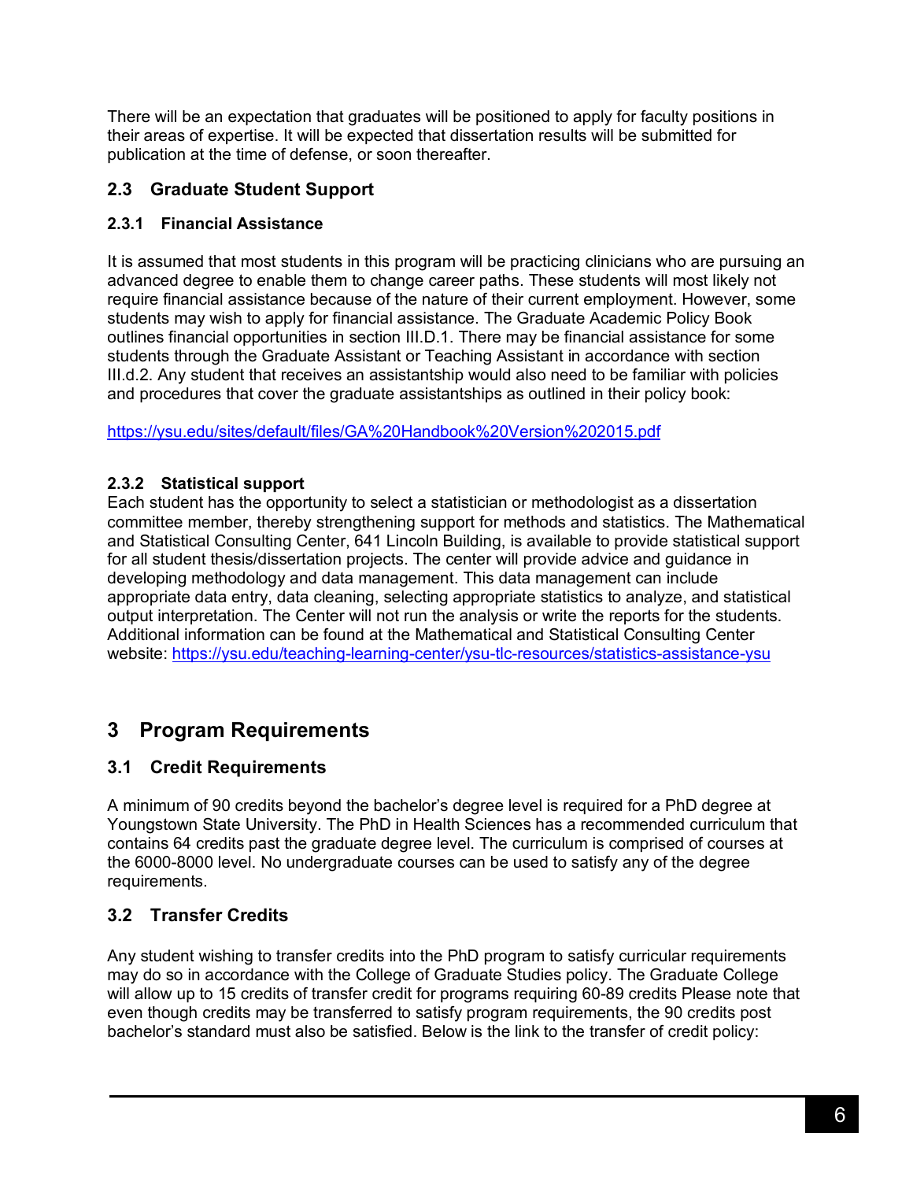There will be an expectation that graduates will be positioned to apply for faculty positions in their areas of expertise. It will be expected that dissertation results will be submitted for publication at the time of defense, or soon thereafter.

## 2.3 Graduate Student Support

### 2.3.1 Financial Assistance

It is assumed that most students in this program will be practicing clinicians who are pursuing an advanced degree to enable them to change career paths. These students will most likely not require financial assistance because of the nature of their current employment. However, some students may wish to apply for financial assistance. The Graduate Academic Policy Book outlines financial opportunities in section III.D.1. There may be financial assistance for some students through the Graduate Assistant or Teaching Assistant in accordance with section III.d.2. Any student that receives an assistantship would also need to be familiar with policies and procedures that cover the graduate assistantships as outlined in their policy book:

https://ysu.edu/sites/default/files/GA%20Handbook%20Version%202015.pdf

### 2.3.2 Statistical support

Each student has the opportunity to select a statistician or methodologist as a dissertation committee member, thereby strengthening support for methods and statistics. The Mathematical and Statistical Consulting Center, 641 Lincoln Building, is available to provide statistical support for all student thesis/dissertation projects. The center will provide advice and guidance in developing methodology and data management. This data management can include appropriate data entry, data cleaning, selecting appropriate statistics to analyze, and statistical output interpretation. The Center will not run the analysis or write the reports for the students. Additional information can be found at the Mathematical and Statistical Consulting Center website: https://ysu.edu/teaching-learning-center/ysu-tlc-resources/statistics-assistance-ysu

# 3 Program Requirements

## 3.1 Credit Requirements

A minimum of 90 credits beyond the bachelor's degree level is required for a PhD degree at Youngstown State University. The PhD in Health Sciences has a recommended curriculum that contains 64 credits past the graduate degree level. The curriculum is comprised of courses at the 6000-8000 level. No undergraduate courses can be used to satisfy any of the degree requirements.

## 3.2 Transfer Credits

Any student wishing to transfer credits into the PhD program to satisfy curricular requirements may do so in accordance with the College of Graduate Studies policy. The Graduate College will allow up to 15 credits of transfer credit for programs requiring 60-89 credits Please note that even though credits may be transferred to satisfy program requirements, the 90 credits post bachelor's standard must also be satisfied. Below is the link to the transfer of credit policy: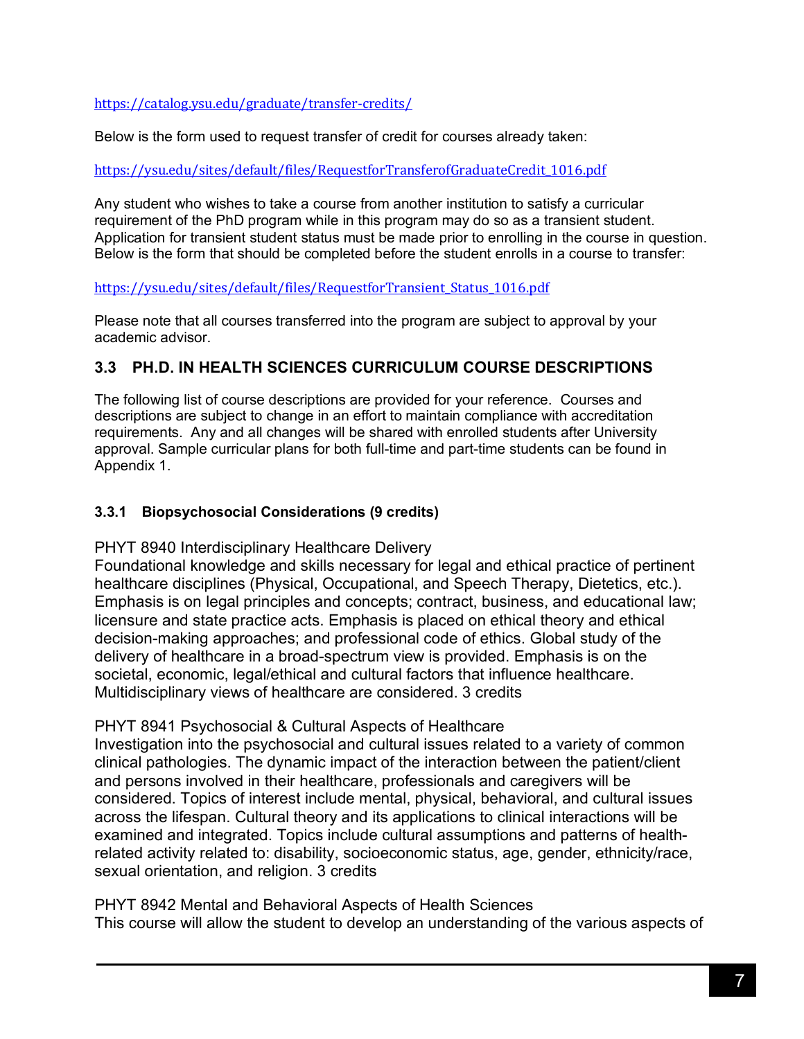https://catalog.ysu.edu/graduate/transfer-credits/

Below is the form used to request transfer of credit for courses already taken:

https://ysu.edu/sites/default/files/RequestforTransferofGraduateCredit_1016.pdf

Any student who wishes to take a course from another institution to satisfy a curricular requirement of the PhD program while in this program may do so as a transient student. Application for transient student status must be made prior to enrolling in the course in question. Below is the form that should be completed before the student enrolls in a course to transfer:

https://ysu.edu/sites/default/files/RequestforTransient_Status_1016.pdf

Please note that all courses transferred into the program are subject to approval by your academic advisor.

## 3.3 PH.D. IN HEALTH SCIENCES CURRICULUM COURSE DESCRIPTIONS

The following list of course descriptions are provided for your reference. Courses and descriptions are subject to change in an effort to maintain compliance with accreditation requirements. Any and all changes will be shared with enrolled students after University approval. Sample curricular plans for both full-time and part-time students can be found in Appendix 1.

### 3.3.1 Biopsychosocial Considerations (9 credits)

PHYT 8940 Interdisciplinary Healthcare Delivery
Foundational knowledge and skills necessary for legal and ethical practice of pertinent healthcare disciplines (Physical, Occupational, and Speech Therapy, Dietetics, etc.). Emphasis is on legal principles and concepts; contract, business, and educational law; licensure and state practice acts. Emphasis is placed on ethical theory and ethical decision-making approaches; and professional code of ethics. Global study of the delivery of healthcare in a broad-spectrum view is provided. Emphasis is on the societal, economic, legal/ethical and cultural factors that influence healthcare. Multidisciplinary views of healthcare are considered. 3 credits

PHYT 8941 Psychosocial & Cultural Aspects of Healthcare
Investigation into the psychosocial and cultural issues related to a variety of common clinical pathologies. The dynamic impact of the interaction between the patient/client and persons involved in their healthcare, professionals and caregivers will be considered. Topics of interest include mental, physical, behavioral, and cultural issues across the lifespan. Cultural theory and its applications to clinical interactions will be examined and integrated. Topics include cultural assumptions and patterns of health-related activity related to: disability, socioeconomic status, age, gender, ethnicity/race, sexual orientation, and religion. 3 credits

PHYT 8942 Mental and Behavioral Aspects of Health Sciences
This course will allow the student to develop an understanding of the various aspects of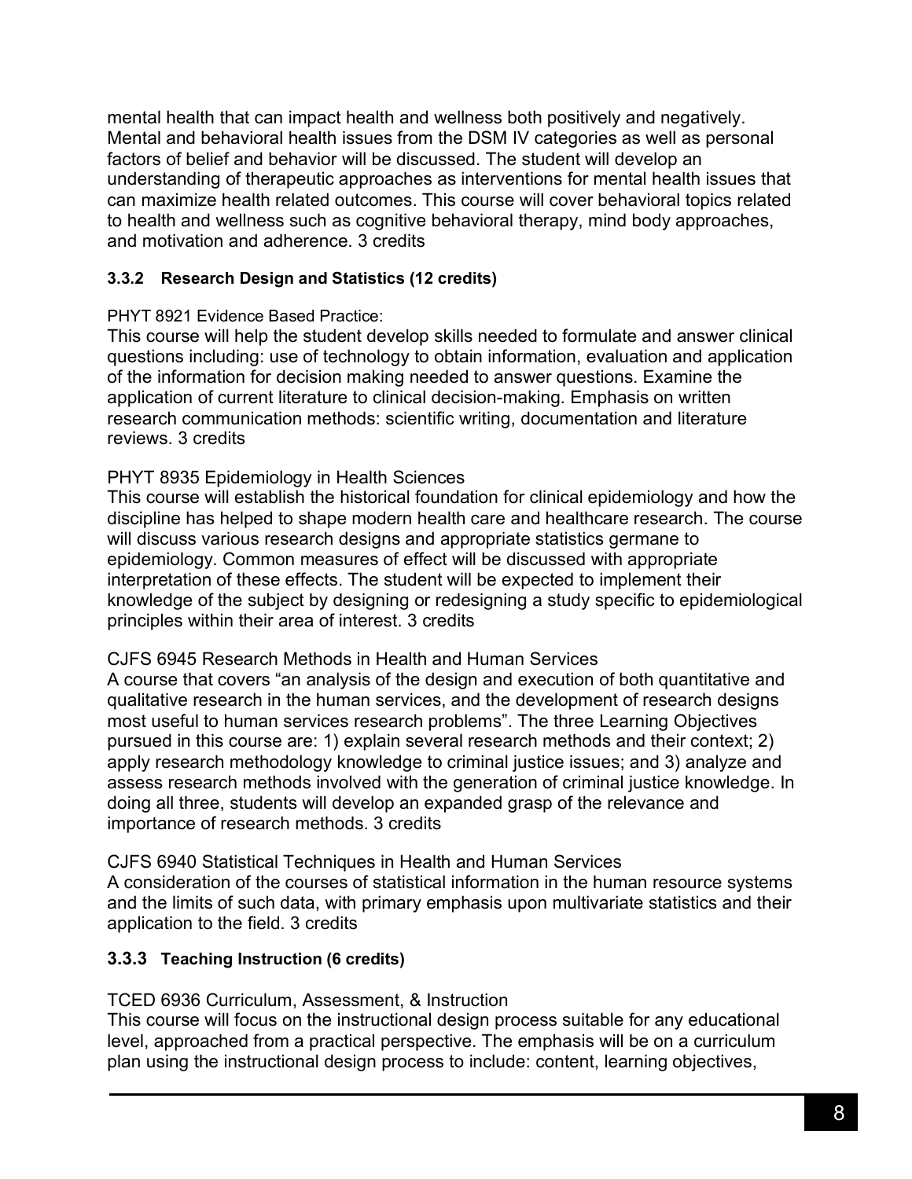mental health that can impact health and wellness both positively and negatively. Mental and behavioral health issues from the DSM IV categories as well as personal factors of belief and behavior will be discussed. The student will develop an understanding of therapeutic approaches as interventions for mental health issues that can maximize health related outcomes. This course will cover behavioral topics related to health and wellness such as cognitive behavioral therapy, mind body approaches, and motivation and adherence. 3 credits

### 3.3.2 Research Design and Statistics (12 credits)

PHYT 8921 Evidence Based Practice:
This course will help the student develop skills needed to formulate and answer clinical questions including: use of technology to obtain information, evaluation and application of the information for decision making needed to answer questions. Examine the application of current literature to clinical decision-making. Emphasis on written research communication methods: scientific writing, documentation and literature reviews. 3 credits

PHYT 8935 Epidemiology in Health Sciences
This course will establish the historical foundation for clinical epidemiology and how the discipline has helped to shape modern health care and healthcare research. The course will discuss various research designs and appropriate statistics germane to epidemiology. Common measures of effect will be discussed with appropriate interpretation of these effects. The student will be expected to implement their knowledge of the subject by designing or redesigning a study specific to epidemiological principles within their area of interest. 3 credits

CJFS 6945 Research Methods in Health and Human Services
A course that covers "an analysis of the design and execution of both quantitative and qualitative research in the human services, and the development of research designs most useful to human services research problems". The three Learning Objectives pursued in this course are: 1) explain several research methods and their context; 2) apply research methodology knowledge to criminal justice issues; and 3) analyze and assess research methods involved with the generation of criminal justice knowledge. In doing all three, students will develop an expanded grasp of the relevance and importance of research methods. 3 credits

CJFS 6940 Statistical Techniques in Health and Human Services
A consideration of the courses of statistical information in the human resource systems and the limits of such data, with primary emphasis upon multivariate statistics and their application to the field. 3 credits

### 3.3.3 Teaching Instruction (6 credits)

TCED 6936 Curriculum, Assessment, & Instruction
This course will focus on the instructional design process suitable for any educational level, approached from a practical perspective. The emphasis will be on a curriculum plan using the instructional design process to include: content, learning objectives,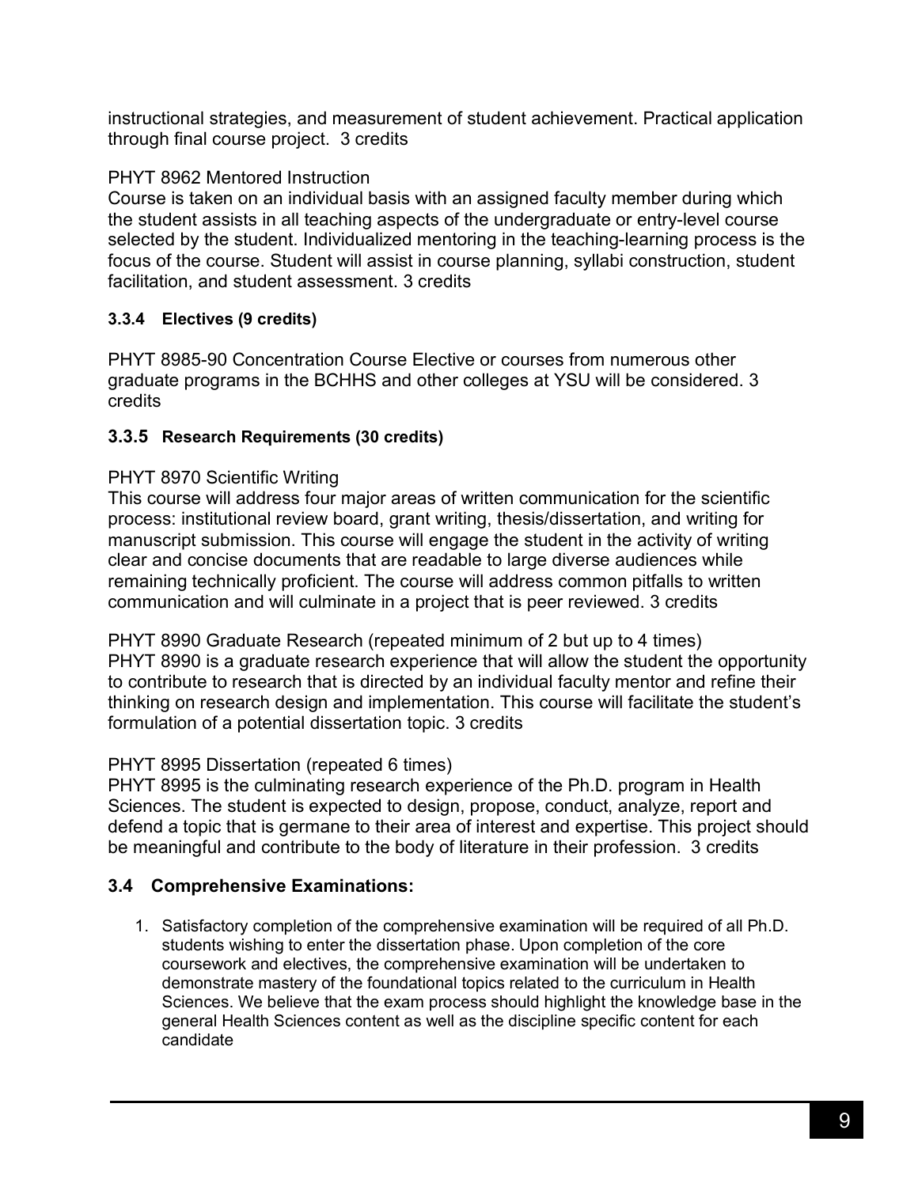instructional strategies, and measurement of student achievement. Practical application through final course project. 3 credits

PHYT 8962 Mentored Instruction
Course is taken on an individual basis with an assigned faculty member during which the student assists in all teaching aspects of the undergraduate or entry-level course selected by the student. Individualized mentoring in the teaching-learning process is the focus of the course. Student will assist in course planning, syllabi construction, student facilitation, and student assessment. 3 credits

#### 3.3.4 Electives (9 credits)

PHYT 8985-90 Concentration Course Elective or courses from numerous other graduate programs in the BCHHS and other colleges at YSU will be considered. 3 credits

#### 3.3.5 Research Requirements (30 credits)

PHYT 8970 Scientific Writing
This course will address four major areas of written communication for the scientific process: institutional review board, grant writing, thesis/dissertation, and writing for manuscript submission. This course will engage the student in the activity of writing clear and concise documents that are readable to large diverse audiences while remaining technically proficient. The course will address common pitfalls to written communication and will culminate in a project that is peer reviewed. 3 credits

PHYT 8990 Graduate Research (repeated minimum of 2 but up to 4 times)
PHYT 8990 is a graduate research experience that will allow the student the opportunity to contribute to research that is directed by an individual faculty mentor and refine their thinking on research design and implementation. This course will facilitate the student's formulation of a potential dissertation topic. 3 credits

PHYT 8995 Dissertation (repeated 6 times)
PHYT 8995 is the culminating research experience of the Ph.D. program in Health Sciences. The student is expected to design, propose, conduct, analyze, report and defend a topic that is germane to their area of interest and expertise. This project should be meaningful and contribute to the body of literature in their profession. 3 credits

### 3.4 Comprehensive Examinations:

1. Satisfactory completion of the comprehensive examination will be required of all Ph.D. students wishing to enter the dissertation phase. Upon completion of the core coursework and electives, the comprehensive examination will be undertaken to demonstrate mastery of the foundational topics related to the curriculum in Health Sciences. We believe that the exam process should highlight the knowledge base in the general Health Sciences content as well as the discipline specific content for each candidate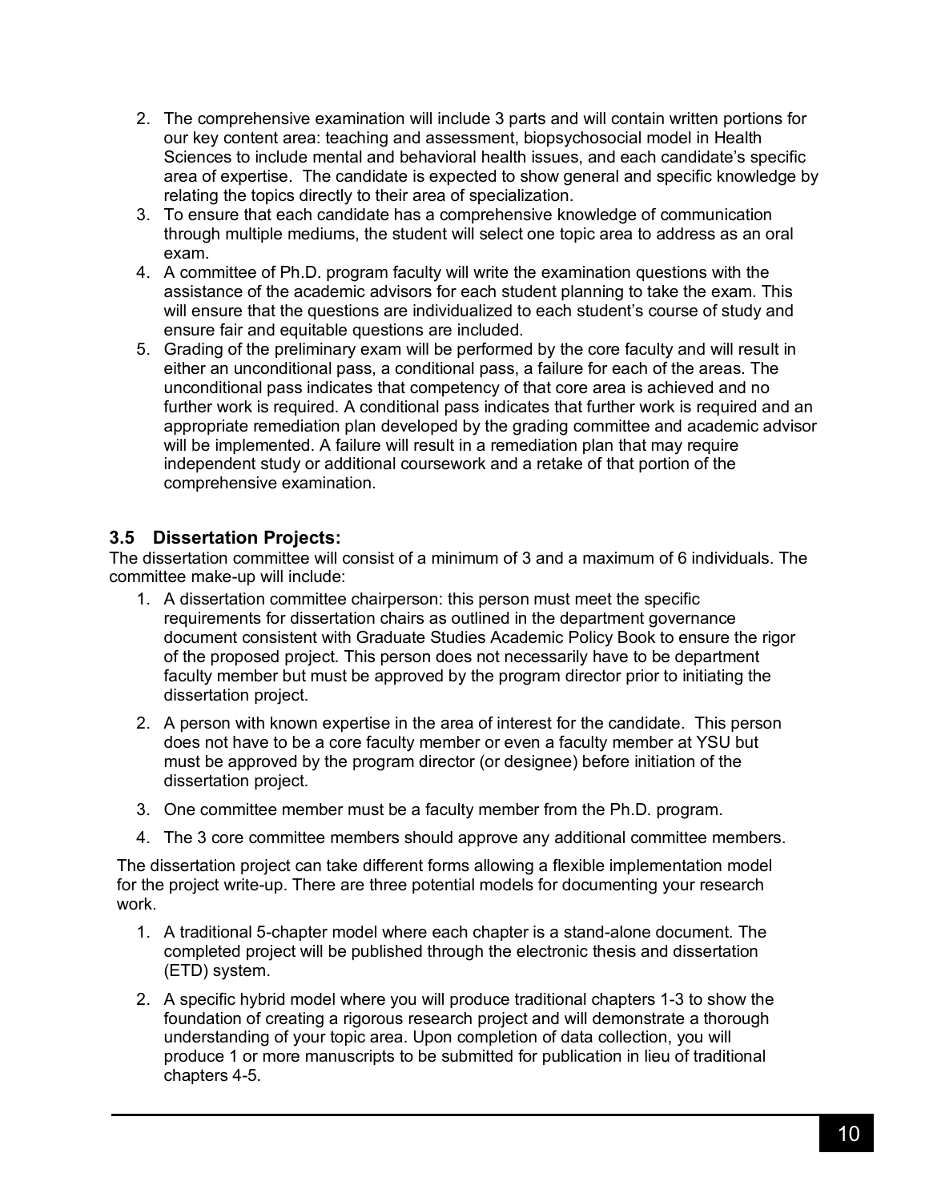2. The comprehensive examination will include 3 parts and will contain written portions for our key content area: teaching and assessment, biopsychosocial model in Health Sciences to include mental and behavioral health issues, and each candidate's specific area of expertise. The candidate is expected to show general and specific knowledge by relating the topics directly to their area of specialization.
3. To ensure that each candidate has a comprehensive knowledge of communication through multiple mediums, the student will select one topic area to address as an oral exam.
4. A committee of Ph.D. program faculty will write the examination questions with the assistance of the academic advisors for each student planning to take the exam. This will ensure that the questions are individualized to each student's course of study and ensure fair and equitable questions are included.
5. Grading of the preliminary exam will be performed by the core faculty and will result in either an unconditional pass, a conditional pass, a failure for each of the areas. The unconditional pass indicates that competency of that core area is achieved and no further work is required. A conditional pass indicates that further work is required and an appropriate remediation plan developed by the grading committee and academic advisor will be implemented. A failure will result in a remediation plan that may require independent study or additional coursework and a retake of that portion of the comprehensive examination.

### 3.5 Dissertation Projects:

The dissertation committee will consist of a minimum of 3 and a maximum of 6 individuals. The committee make-up will include:

1. A dissertation committee chairperson: this person must meet the specific requirements for dissertation chairs as outlined in the department governance document consistent with Graduate Studies Academic Policy Book to ensure the rigor of the proposed project. This person does not necessarily have to be department faculty member but must be approved by the program director prior to initiating the dissertation project.
2. A person with known expertise in the area of interest for the candidate. This person does not have to be a core faculty member or even a faculty member at YSU but must be approved by the program director (or designee) before initiation of the dissertation project.
3. One committee member must be a faculty member from the Ph.D. program.
4. The 3 core committee members should approve any additional committee members.

The dissertation project can take different forms allowing a flexible implementation model for the project write-up. There are three potential models for documenting your research work.

1. A traditional 5-chapter model where each chapter is a stand-alone document. The completed project will be published through the electronic thesis and dissertation (ETD) system.
2. A specific hybrid model where you will produce traditional chapters 1-3 to show the foundation of creating a rigorous research project and will demonstrate a thorough understanding of your topic area. Upon completion of data collection, you will produce 1 or more manuscripts to be submitted for publication in lieu of traditional chapters 4-5.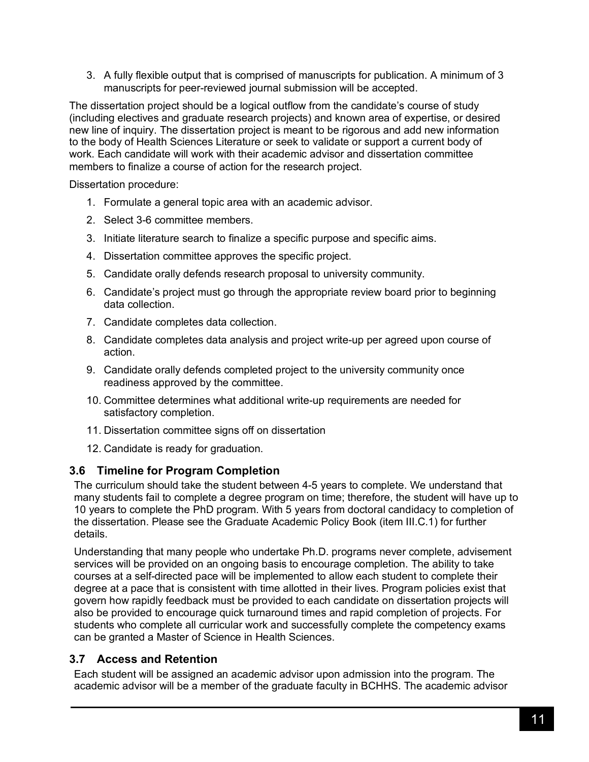3. A fully flexible output that is comprised of manuscripts for publication. A minimum of 3 manuscripts for peer-reviewed journal submission will be accepted.

The dissertation project should be a logical outflow from the candidate's course of study (including electives and graduate research projects) and known area of expertise, or desired new line of inquiry. The dissertation project is meant to be rigorous and add new information to the body of Health Sciences Literature or seek to validate or support a current body of work. Each candidate will work with their academic advisor and dissertation committee members to finalize a course of action for the research project.

Dissertation procedure:

1. Formulate a general topic area with an academic advisor.
2. Select 3-6 committee members.
3. Initiate literature search to finalize a specific purpose and specific aims.
4. Dissertation committee approves the specific project.
5. Candidate orally defends research proposal to university community.
6. Candidate's project must go through the appropriate review board prior to beginning data collection.
7. Candidate completes data collection.
8. Candidate completes data analysis and project write-up per agreed upon course of action.
9. Candidate orally defends completed project to the university community once readiness approved by the committee.
10. Committee determines what additional write-up requirements are needed for satisfactory completion.
11. Dissertation committee signs off on dissertation
12. Candidate is ready for graduation.

### 3.6 Timeline for Program Completion

The curriculum should take the student between 4-5 years to complete. We understand that many students fail to complete a degree program on time; therefore, the student will have up to 10 years to complete the PhD program. With 5 years from doctoral candidacy to completion of the dissertation. Please see the Graduate Academic Policy Book (item III.C.1) for further details.

Understanding that many people who undertake Ph.D. programs never complete, advisement services will be provided on an ongoing basis to encourage completion. The ability to take courses at a self-directed pace will be implemented to allow each student to complete their degree at a pace that is consistent with time allotted in their lives. Program policies exist that govern how rapidly feedback must be provided to each candidate on dissertation projects will also be provided to encourage quick turnaround times and rapid completion of projects. For students who complete all curricular work and successfully complete the competency exams can be granted a Master of Science in Health Sciences.

### 3.7 Access and Retention

Each student will be assigned an academic advisor upon admission into the program. The academic advisor will be a member of the graduate faculty in BCHHS. The academic advisor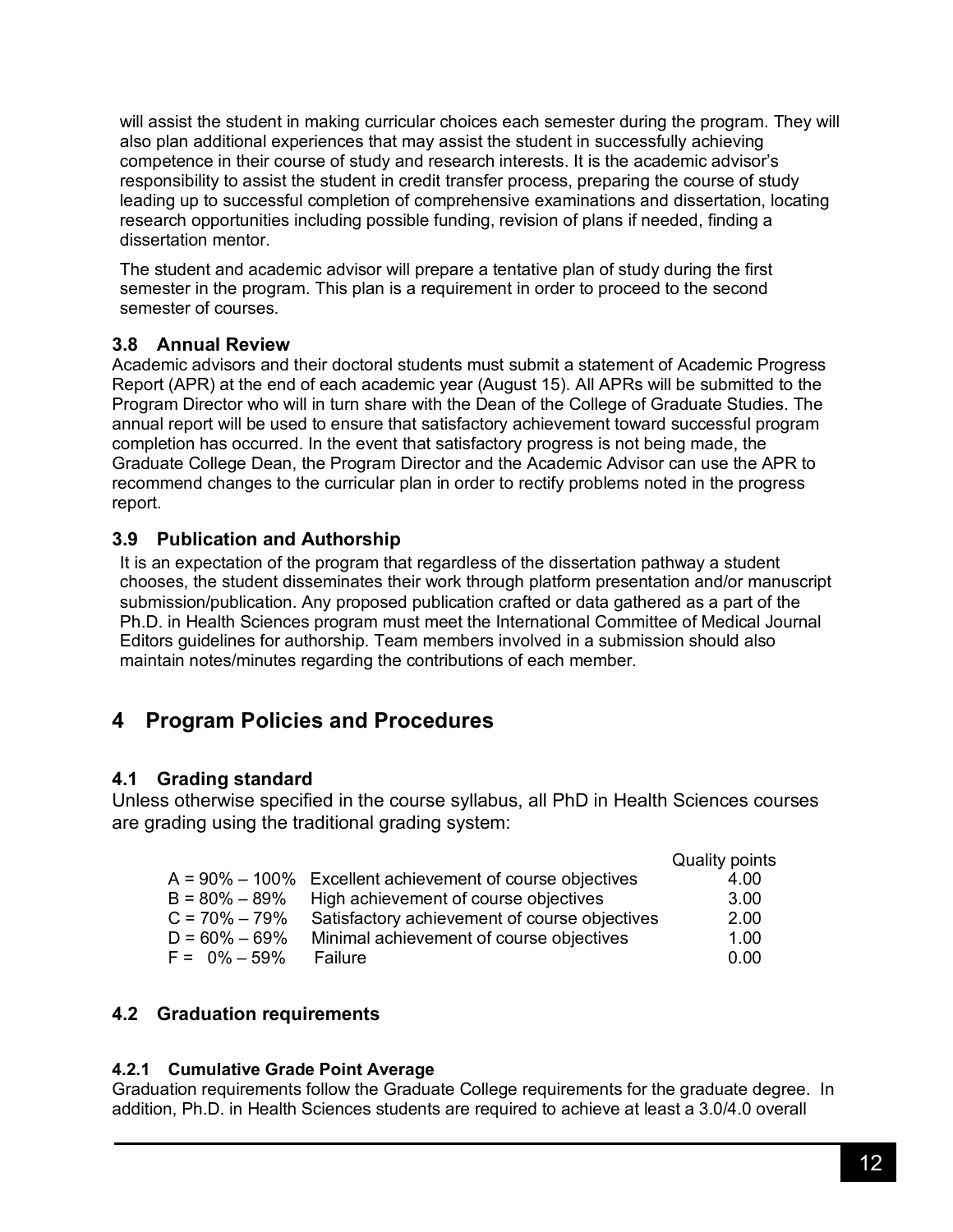will assist the student in making curricular choices each semester during the program. They will also plan additional experiences that may assist the student in successfully achieving competence in their course of study and research interests. It is the academic advisor's responsibility to assist the student in credit transfer process, preparing the course of study leading up to successful completion of comprehensive examinations and dissertation, locating research opportunities including possible funding, revision of plans if needed, finding a dissertation mentor.

The student and academic advisor will prepare a tentative plan of study during the first semester in the program. This plan is a requirement in order to proceed to the second semester of courses.

### 3.8 Annual Review

Academic advisors and their doctoral students must submit a statement of Academic Progress Report (APR) at the end of each academic year (August 15). All APRs will be submitted to the Program Director who will in turn share with the Dean of the College of Graduate Studies. The annual report will be used to ensure that satisfactory achievement toward successful program completion has occurred. In the event that satisfactory progress is not being made, the Graduate College Dean, the Program Director and the Academic Advisor can use the APR to recommend changes to the curricular plan in order to rectify problems noted in the progress report.

### 3.9 Publication and Authorship

It is an expectation of the program that regardless of the dissertation pathway a student chooses, the student disseminates their work through platform presentation and/or manuscript submission/publication. Any proposed publication crafted or data gathered as a part of the Ph.D. in Health Sciences program must meet the International Committee of Medical Journal Editors guidelines for authorship. Team members involved in a submission should also maintain notes/minutes regarding the contributions of each member.

## 4 Program Policies and Procedures

### 4.1 Grading standard

Unless otherwise specified in the course syllabus, all PhD in Health Sciences courses are grading using the traditional grading system:

| Grade | Description | Quality points |
|---|---|---|
| A = 90% – 100% | Excellent achievement of course objectives | 4.00 |
| B = 80% – 89% | High achievement of course objectives | 3.00 |
| C = 70% – 79% | Satisfactory achievement of course objectives | 2.00 |
| D = 60% – 69% | Minimal achievement of course objectives | 1.00 |
| F = 0% – 59% | Failure | 0.00 |

### 4.2 Graduation requirements

#### 4.2.1 Cumulative Grade Point Average

Graduation requirements follow the Graduate College requirements for the graduate degree. In addition, Ph.D. in Health Sciences students are required to achieve at least a 3.0/4.0 overall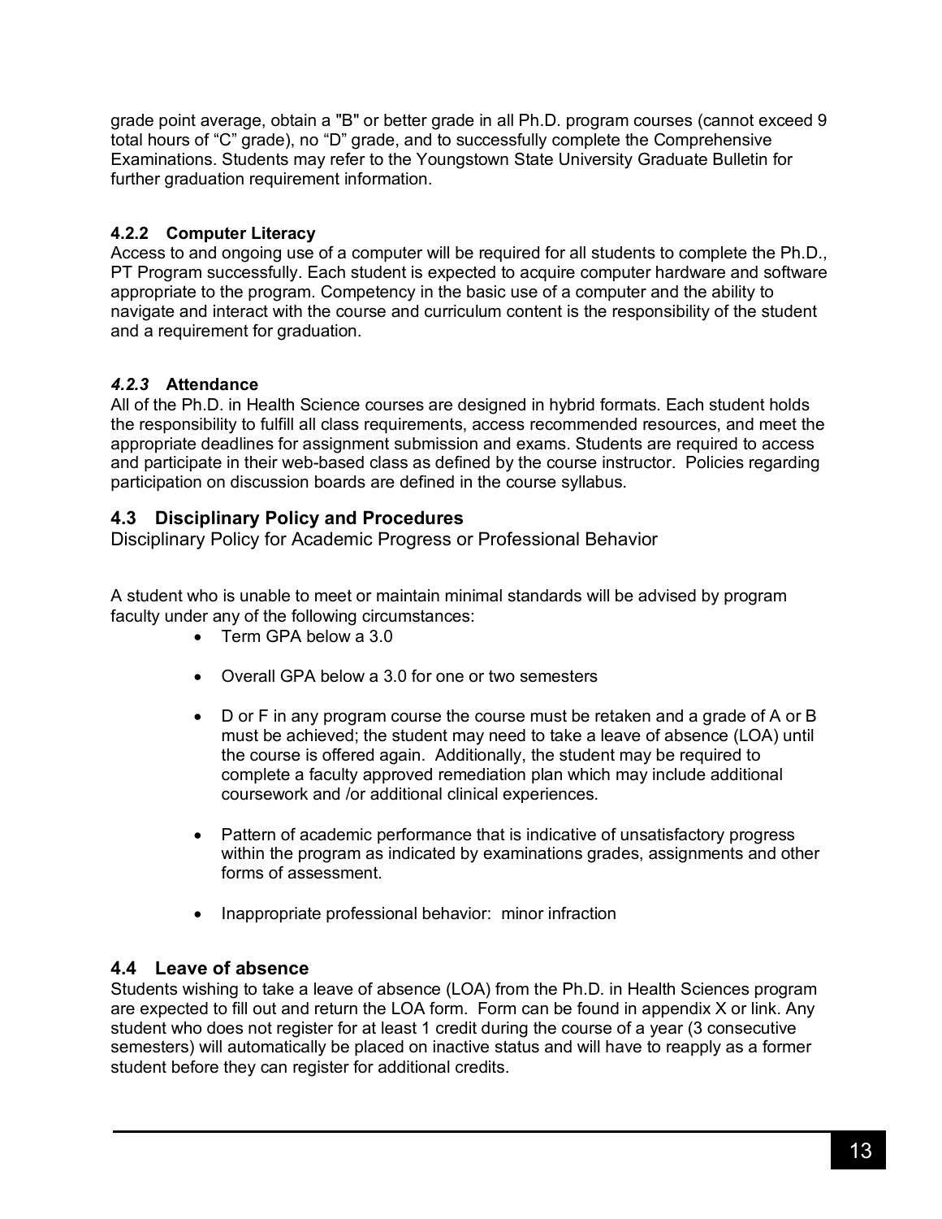grade point average, obtain a "B" or better grade in all Ph.D. program courses (cannot exceed 9 total hours of “C” grade), no “D” grade, and to successfully complete the Comprehensive Examinations. Students may refer to the Youngstown State University Graduate Bulletin for further graduation requirement information.

#### 4.2.2 Computer Literacy

Access to and ongoing use of a computer will be required for all students to complete the Ph.D., PT Program successfully. Each student is expected to acquire computer hardware and software appropriate to the program. Competency in the basic use of a computer and the ability to navigate and interact with the course and curriculum content is the responsibility of the student and a requirement for graduation.

#### *4.2.3* Attendance

All of the Ph.D. in Health Science courses are designed in hybrid formats. Each student holds the responsibility to fulfill all class requirements, access recommended resources, and meet the appropriate deadlines for assignment submission and exams. Students are required to access and participate in their web-based class as defined by the course instructor. Policies regarding participation on discussion boards are defined in the course syllabus.

### 4.3 Disciplinary Policy and Procedures

Disciplinary Policy for Academic Progress or Professional Behavior

A student who is unable to meet or maintain minimal standards will be advised by program faculty under any of the following circumstances:

- Term GPA below a 3.0
- Overall GPA below a 3.0 for one or two semesters
- D or F in any program course the course must be retaken and a grade of A or B must be achieved; the student may need to take a leave of absence (LOA) until the course is offered again. Additionally, the student may be required to complete a faculty approved remediation plan which may include additional coursework and /or additional clinical experiences.
- Pattern of academic performance that is indicative of unsatisfactory progress within the program as indicated by examinations grades, assignments and other forms of assessment.
- Inappropriate professional behavior: minor infraction

### 4.4 Leave of absence

Students wishing to take a leave of absence (LOA) from the Ph.D. in Health Sciences program are expected to fill out and return the LOA form. Form can be found in appendix X or link. Any student who does not register for at least 1 credit during the course of a year (3 consecutive semesters) will automatically be placed on inactive status and will have to reapply as a former student before they can register for additional credits.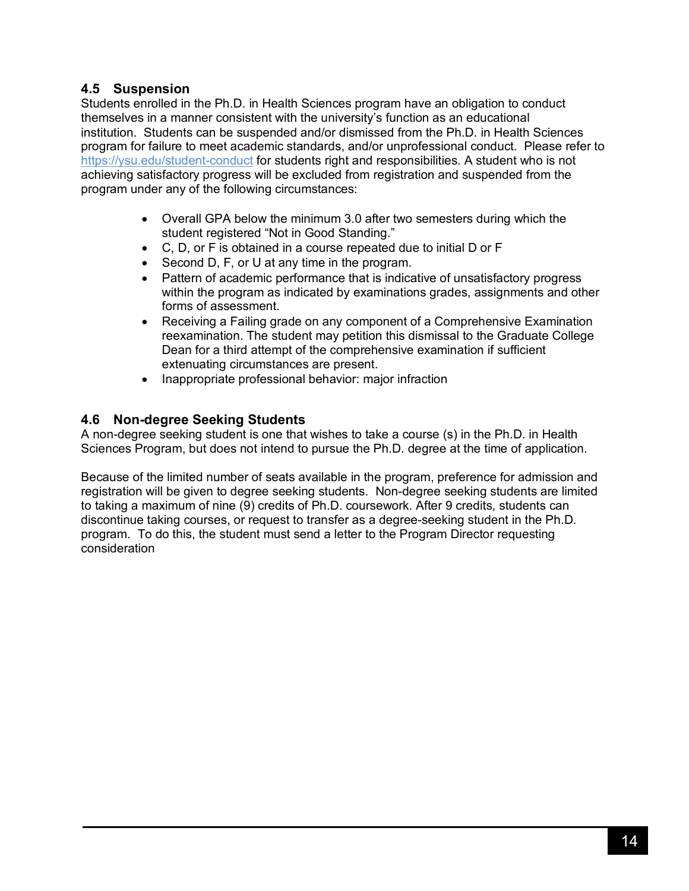## 4.5 Suspension

Students enrolled in the Ph.D. in Health Sciences program have an obligation to conduct themselves in a manner consistent with the university's function as an educational institution. Students can be suspended and/or dismissed from the Ph.D. in Health Sciences program for failure to meet academic standards, and/or unprofessional conduct. Please refer to https://ysu.edu/student-conduct for students right and responsibilities. A student who is not achieving satisfactory progress will be excluded from registration and suspended from the program under any of the following circumstances:

- Overall GPA below the minimum 3.0 after two semesters during which the student registered "Not in Good Standing."
- C, D, or F is obtained in a course repeated due to initial D or F
- Second D, F, or U at any time in the program.
- Pattern of academic performance that is indicative of unsatisfactory progress within the program as indicated by examinations grades, assignments and other forms of assessment.
- Receiving a Failing grade on any component of a Comprehensive Examination reexamination. The student may petition this dismissal to the Graduate College Dean for a third attempt of the comprehensive examination if sufficient extenuating circumstances are present.
- Inappropriate professional behavior: major infraction

## 4.6 Non-degree Seeking Students

A non-degree seeking student is one that wishes to take a course (s) in the Ph.D. in Health Sciences Program, but does not intend to pursue the Ph.D. degree at the time of application.

Because of the limited number of seats available in the program, preference for admission and registration will be given to degree seeking students. Non-degree seeking students are limited to taking a maximum of nine (9) credits of Ph.D. coursework. After 9 credits, students can discontinue taking courses, or request to transfer as a degree-seeking student in the Ph.D. program. To do this, the student must send a letter to the Program Director requesting consideration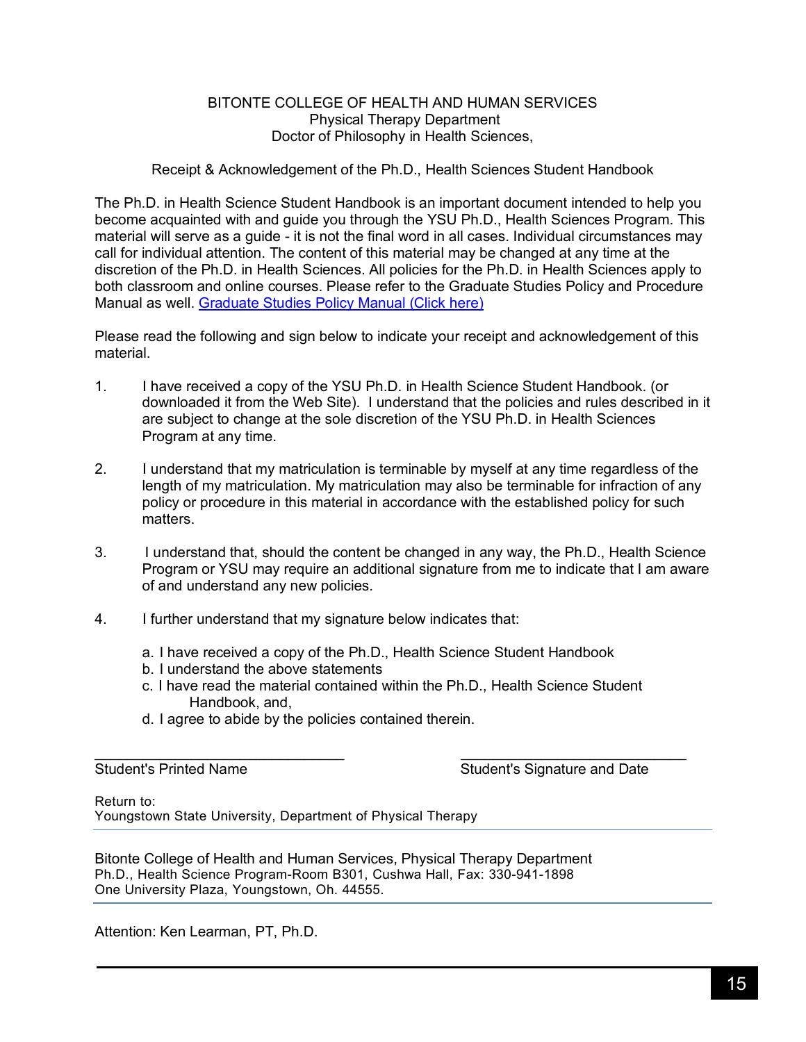BITONTE COLLEGE OF HEALTH AND HUMAN SERVICES
Physical Therapy Department
Doctor of Philosophy in Health Sciences,

## Receipt & Acknowledgement of the Ph.D., Health Sciences Student Handbook

The Ph.D. in Health Science Student Handbook is an important document intended to help you become acquainted with and guide you through the YSU Ph.D., Health Sciences Program. This material will serve as a guide - it is not the final word in all cases. Individual circumstances may call for individual attention. The content of this material may be changed at any time at the discretion of the Ph.D. in Health Sciences. All policies for the Ph.D. in Health Sciences apply to both classroom and online courses. Please refer to the Graduate Studies Policy and Procedure Manual as well. [Graduate Studies Policy Manual (Click here)]

Please read the following and sign below to indicate your receipt and acknowledgement of this material.

1. I have received a copy of the YSU Ph.D. in Health Science Student Handbook. (or downloaded it from the Web Site). I understand that the policies and rules described in it are subject to change at the sole discretion of the YSU Ph.D. in Health Sciences Program at any time.

2. I understand that my matriculation is terminable by myself at any time regardless of the length of my matriculation. My matriculation may also be terminable for infraction of any policy or procedure in this material in accordance with the established policy for such matters.

3. I understand that, should the content be changed in any way, the Ph.D., Health Science Program or YSU may require an additional signature from me to indicate that I am aware of and understand any new policies.

4. I further understand that my signature below indicates that:

   a. I have received a copy of the Ph.D., Health Science Student Handbook
   b. I understand the above statements
   c. I have read the material contained within the Ph.D., Health Science Student Handbook, and,
   d. I agree to abide by the policies contained therein.

\_\_\_\_\_\_\_\_\_\_\_\_\_\_\_\_\_\_\_\_\_\_\_\_\_\_\_\_\_\_\_\_ \_\_\_\_\_\_\_\_\_\_\_\_\_\_\_\_\_\_\_\_\_\_\_\_\_\_\_\_\_\_\_\_
Student's Printed Name Student's Signature and Date

Return to:
Youngstown State University, Department of Physical Therapy

Bitonte College of Health and Human Services, Physical Therapy Department
Ph.D., Health Science Program-Room B301, Cushwa Hall, Fax: 330-941-1898
One University Plaza, Youngstown, Oh. 44555.

Attention: Ken Learman, PT, Ph.D.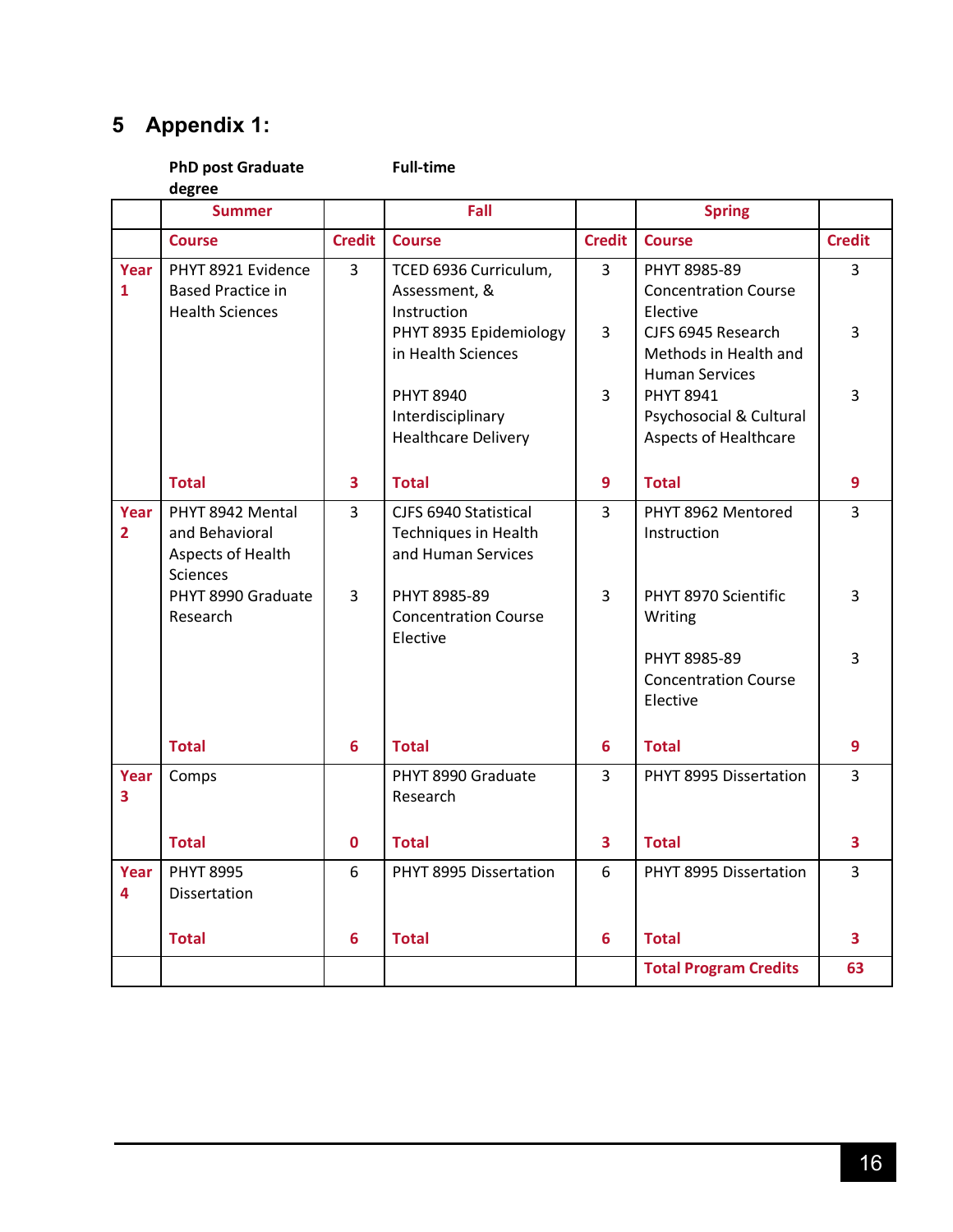# 5 Appendix 1:

**PhD post Graduate degree** **Full-time**

| | Summer | | Fall | | Spring | |
|---|---|---|---|---|---|---|
| | **Course** | **Credit** | **Course** | **Credit** | **Course** | **Credit** |
| **Year 1** | PHYT 8921 Evidence Based Practice in Health Sciences | 3 | TCED 6936 Curriculum, Assessment, & Instruction | 3 | PHYT 8985-89 Concentration Course Elective | 3 |
| | | | PHYT 8935 Epidemiology in Health Sciences | 3 | CJFS 6945 Research Methods in Health and Human Services | 3 |
| | | | PHYT 8940 Interdisciplinary Healthcare Delivery | 3 | PHYT 8941 Psychosocial & Cultural Aspects of Healthcare | 3 |
| | **Total** | **3** | **Total** | **9** | **Total** | **9** |
| **Year 2** | PHYT 8942 Mental and Behavioral Aspects of Health Sciences | 3 | CJFS 6940 Statistical Techniques in Health and Human Services | 3 | PHYT 8962 Mentored Instruction | 3 |
| | PHYT 8990 Graduate Research | 3 | PHYT 8985-89 Concentration Course Elective | 3 | PHYT 8970 Scientific Writing | 3 |
| | | | | | PHYT 8985-89 Concentration Course Elective | 3 |
| | **Total** | **6** | **Total** | **6** | **Total** | **9** |
| **Year 3** | Comps | | PHYT 8990 Graduate Research | 3 | PHYT 8995 Dissertation | 3 |
| | **Total** | **0** | **Total** | **3** | **Total** | **3** |
| **Year 4** | PHYT 8995 Dissertation | 6 | PHYT 8995 Dissertation | 6 | PHYT 8995 Dissertation | 3 |
| | **Total** | **6** | **Total** | **6** | **Total** | **3** |
| | | | | | **Total Program Credits** | **63** |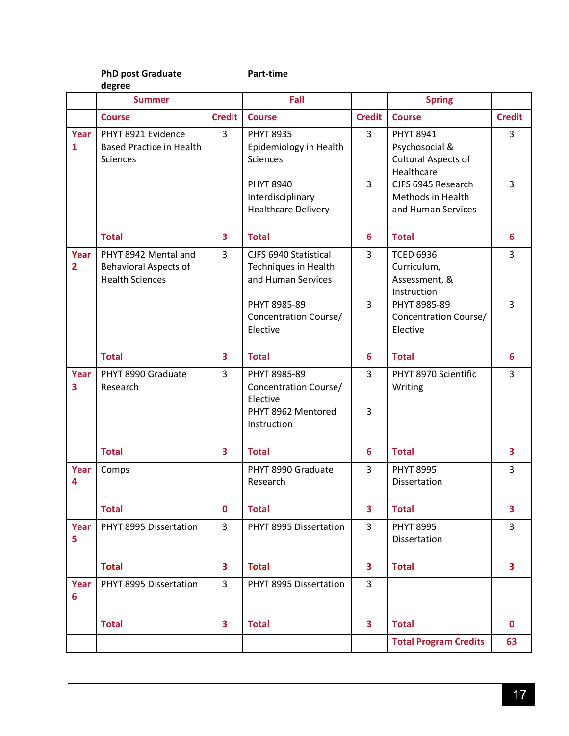**PhD post Graduate degree** **Part-time**

| | Summer | | Fall | | Spring | |
|---|---|---|---|---|---|---|
| | Course | Credit | Course | Credit | Course | Credit |
| Year 1 | PHYT 8921 Evidence Based Practice in Health Sciences | 3 | PHYT 8935 Epidemiology in Health Sciences<br><br>PHYT 8940 Interdisciplinary Healthcare Delivery | 3<br><br>3 | PHYT 8941 Psychosocial & Cultural Aspects of Healthcare<br>CJFS 6945 Research Methods in Health and Human Services | 3<br><br>3 |
| | Total | 3 | Total | 6 | Total | 6 |
| Year 2 | PHYT 8942 Mental and Behavioral Aspects of Health Sciences | 3 | CJFS 6940 Statistical Techniques in Health and Human Services<br><br>PHYT 8985-89 Concentration Course/ Elective | 3<br><br>3 | TCED 6936 Curriculum, Assessment, & Instruction<br>PHYT 8985-89 Concentration Course/ Elective | 3<br><br>3 |
| | Total | 3 | Total | 6 | Total | 6 |
| Year 3 | PHYT 8990 Graduate Research | 3 | PHYT 8985-89 Concentration Course/ Elective<br>PHYT 8962 Mentored Instruction | 3<br><br>3 | PHYT 8970 Scientific Writing | 3 |
| | Total | 3 | Total | 6 | Total | 3 |
| Year 4 | Comps | | PHYT 8990 Graduate Research | 3 | PHYT 8995 Dissertation | 3 |
| | Total | 0 | Total | 3 | Total | 3 |
| Year 5 | PHYT 8995 Dissertation | 3 | PHYT 8995 Dissertation | 3 | PHYT 8995 Dissertation | 3 |
| | Total | 3 | Total | 3 | Total | 3 |
| Year 6 | PHYT 8995 Dissertation | 3 | PHYT 8995 Dissertation | 3 | | |
| | Total | 3 | Total | 3 | Total | 0 |
| | | | | | Total Program Credits | 63 |